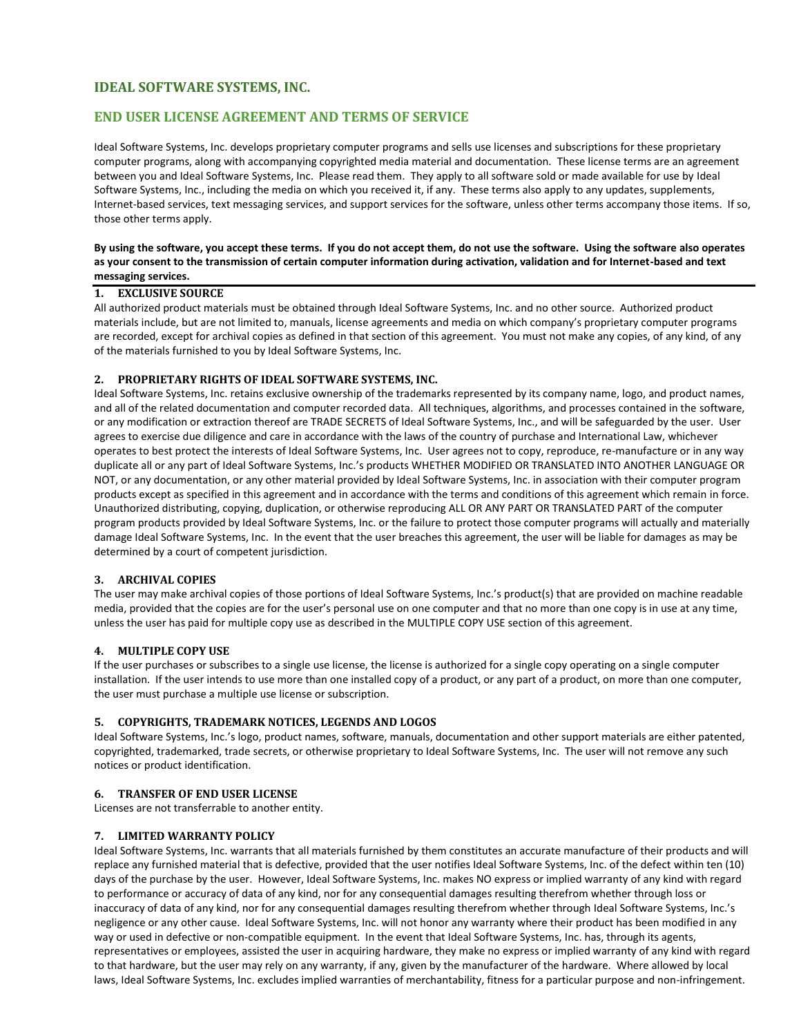# IDEAL SOFTWARE SYSTEMS, INC.

## END USER LICENSE AGREEMENT AND TERMS OF SERVICE

Ideal Software Systems, Inc. develops proprietary computer programs and sells use licenses and subscriptions for these proprietary computer programs, along with accompanying copyrighted media material and documentation. These license terms are an agreement between you and Ideal Software Systems, Inc. Please read them. They apply to all software sold or made available for use by Ideal Software Systems, Inc., including the media on which you received it, if any. These terms also apply to any updates, supplements, Internet-based services, text messaging services, and support services for the software, unless other terms accompany those items. If so, those other terms apply.

**By using the software, you accept these terms. If you do not accept them, do not use the software. Using the software also operates as your consent to the transmission of certain computer information during activation, validation and for Internet-based and text messaging services.**

### 1. EXCLUSIVE SOURCE

All authorized product materials must be obtained through Ideal Software Systems, Inc. and no other source. Authorized product materials include, but are not limited to, manuals, license agreements and media on which company's proprietary computer programs are recorded, except for archival copies as defined in that section of this agreement. You must not make any copies, of any kind, of any of the materials furnished to you by Ideal Software Systems, Inc.

### 2. PROPRIETARY RIGHTS OF IDEAL SOFTWARE SYSTEMS, INC.

Ideal Software Systems, Inc. retains exclusive ownership of the trademarks represented by its company name, logo, and product names, and all of the related documentation and computer recorded data. All techniques, algorithms, and processes contained in the software, or any modification or extraction thereof are TRADE SECRETS of Ideal Software Systems, Inc., and will be safeguarded by the user. User agrees to exercise due diligence and care in accordance with the laws of the country of purchase and International Law, whichever operates to best protect the interests of Ideal Software Systems, Inc. User agrees not to copy, reproduce, re-manufacture or in any way duplicate all or any part of Ideal Software Systems, Inc.'s products WHETHER MODIFIED OR TRANSLATED INTO ANOTHER LANGUAGE OR NOT, or any documentation, or any other material provided by Ideal Software Systems, Inc. in association with their computer program products except as specified in this agreement and in accordance with the terms and conditions of this agreement which remain in force. Unauthorized distributing, copying, duplication, or otherwise reproducing ALL OR ANY PART OR TRANSLATED PART of the computer program products provided by Ideal Software Systems, Inc. or the failure to protect those computer programs will actually and materially damage Ideal Software Systems, Inc. In the event that the user breaches this agreement, the user will be liable for damages as may be determined by a court of competent jurisdiction.

### 3. ARCHIVAL COPIES

The user may make archival copies of those portions of Ideal Software Systems, Inc.'s product(s) that are provided on machine readable media, provided that the copies are for the user's personal use on one computer and that no more than one copy is in use at any time, unless the user has paid for multiple copy use as described in the MULTIPLE COPY USE section of this agreement.

### 4. MULTIPLE COPY USE

If the user purchases or subscribes to a single use license, the license is authorized for a single copy operating on a single computer installation. If the user intends to use more than one installed copy of a product, or any part of a product, on more than one computer, the user must purchase a multiple use license or subscription.

### 5. COPYRIGHTS, TRADEMARK NOTICES, LEGENDS AND LOGOS

Ideal Software Systems, Inc.'s logo, product names, software, manuals, documentation and other support materials are either patented, copyrighted, trademarked, trade secrets, or otherwise proprietary to Ideal Software Systems, Inc. The user will not remove any such notices or product identification.

### 6. TRANSFER OF END USER LICENSE

Licenses are not transferrable to another entity.

### 7. LIMITED WARRANTY POLICY

Ideal Software Systems, Inc. warrants that all materials furnished by them constitutes an accurate manufacture of their products and will replace any furnished material that is defective, provided that the user notifies Ideal Software Systems, Inc. of the defect within ten (10) days of the purchase by the user. However, Ideal Software Systems, Inc. makes NO express or implied warranty of any kind with regard to performance or accuracy of data of any kind, nor for any consequential damages resulting therefrom whether through loss or inaccuracy of data of any kind, nor for any consequential damages resulting therefrom whether through Ideal Software Systems, Inc.'s negligence or any other cause. Ideal Software Systems, Inc. will not honor any warranty where their product has been modified in any way or used in defective or non-compatible equipment. In the event that Ideal Software Systems, Inc. has, through its agents, representatives or employees, assisted the user in acquiring hardware, they make no express or implied warranty of any kind with regard to that hardware, but the user may rely on any warranty, if any, given by the manufacturer of the hardware. Where allowed by local laws, Ideal Software Systems, Inc. excludes implied warranties of merchantability, fitness for a particular purpose and non-infringement.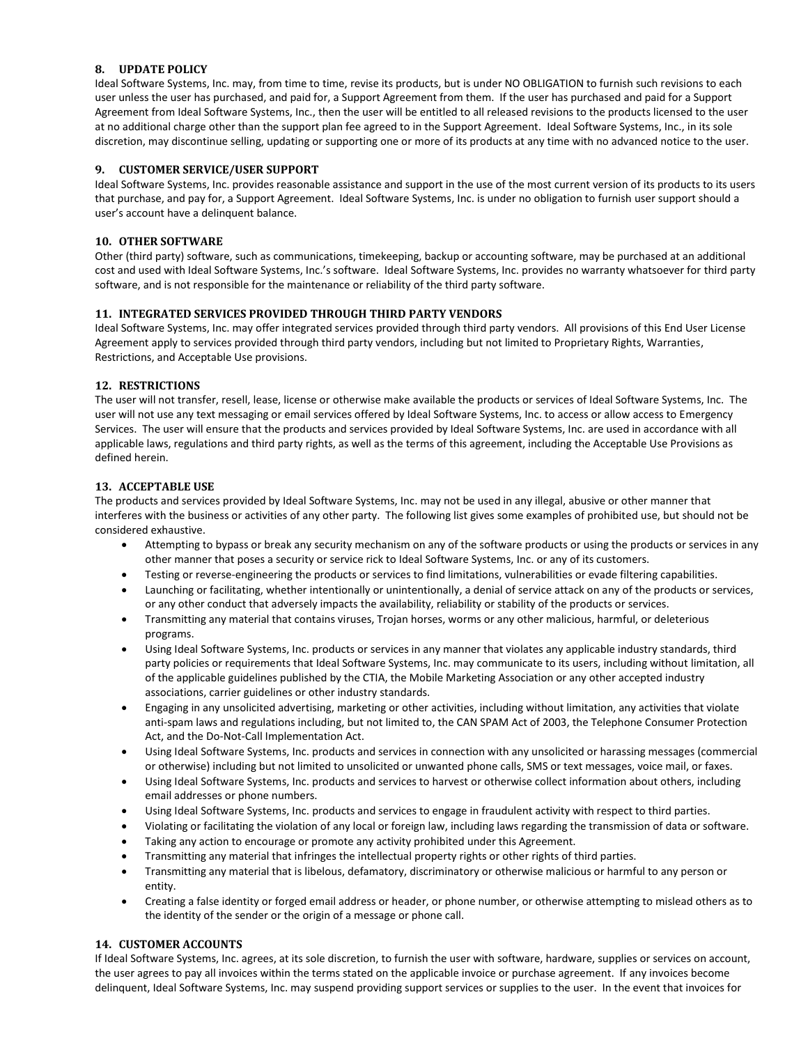### 8. UPDATE POLICY

Ideal Software Systems, Inc. may, from time to time, revise its products, but is under NO OBLIGATION to furnish such revisions to each user unless the user has purchased, and paid for, a Support Agreement from them. If the user has purchased and paid for a Support Agreement from Ideal Software Systems, Inc., then the user will be entitled to all released revisions to the products licensed to the user at no additional charge other than the support plan fee agreed to in the Support Agreement. Ideal Software Systems, Inc., in its sole discretion, may discontinue selling, updating or supporting one or more of its products at any time with no advanced notice to the user.

### 9. CUSTOMER SERVICE/USER SUPPORT

Ideal Software Systems, Inc. provides reasonable assistance and support in the use of the most current version of its products to its users that purchase, and pay for, a Support Agreement. Ideal Software Systems, Inc. is under no obligation to furnish user support should a user's account have a delinquent balance.

### 10. OTHER SOFTWARE

Other (third party) software, such as communications, timekeeping, backup or accounting software, may be purchased at an additional cost and used with Ideal Software Systems, Inc.'s software. Ideal Software Systems, Inc. provides no warranty whatsoever for third party software, and is not responsible for the maintenance or reliability of the third party software.

### 11. INTEGRATED SERVICES PROVIDED THROUGH THIRD PARTY VENDORS

Ideal Software Systems, Inc. may offer integrated services provided through third party vendors. All provisions of this End User License Agreement apply to services provided through third party vendors, including but not limited to Proprietary Rights, Warranties, Restrictions, and Acceptable Use provisions.

### 12. RESTRICTIONS

The user will not transfer, resell, lease, license or otherwise make available the products or services of Ideal Software Systems, Inc. The user will not use any text messaging or email services offered by Ideal Software Systems, Inc. to access or allow access to Emergency Services. The user will ensure that the products and services provided by Ideal Software Systems, Inc. are used in accordance with all applicable laws, regulations and third party rights, as well as the terms of this agreement, including the Acceptable Use Provisions as defined herein.

### 13. ACCEPTABLE USE

The products and services provided by Ideal Software Systems, Inc. may not be used in any illegal, abusive or other manner that interferes with the business or activities of any other party. The following list gives some examples of prohibited use, but should not be considered exhaustive.

- Attempting to bypass or break any security mechanism on any of the software products or using the products or services in any other manner that poses a security or service rick to Ideal Software Systems, Inc. or any of its customers.
- Testing or reverse-engineering the products or services to find limitations, vulnerabilities or evade filtering capabilities.
- Launching or facilitating, whether intentionally or unintentionally, a denial of service attack on any of the products or services, or any other conduct that adversely impacts the availability, reliability or stability of the products or services.
- Transmitting any material that contains viruses, Trojan horses, worms or any other malicious, harmful, or deleterious programs.
- Using Ideal Software Systems, Inc. products or services in any manner that violates any applicable industry standards, third party policies or requirements that Ideal Software Systems, Inc. may communicate to its users, including without limitation, all of the applicable guidelines published by the CTIA, the Mobile Marketing Association or any other accepted industry associations, carrier guidelines or other industry standards.
- Engaging in any unsolicited advertising, marketing or other activities, including without limitation, any activities that violate anti-spam laws and regulations including, but not limited to, the CAN SPAM Act of 2003, the Telephone Consumer Protection Act, and the Do-Not-Call Implementation Act.
- Using Ideal Software Systems, Inc. products and services in connection with any unsolicited or harassing messages (commercial or otherwise) including but not limited to unsolicited or unwanted phone calls, SMS or text messages, voice mail, or faxes.
- Using Ideal Software Systems, Inc. products and services to harvest or otherwise collect information about others, including email addresses or phone numbers.
- Using Ideal Software Systems, Inc. products and services to engage in fraudulent activity with respect to third parties.
- Violating or facilitating the violation of any local or foreign law, including laws regarding the transmission of data or software.
- Taking any action to encourage or promote any activity prohibited under this Agreement.
- Transmitting any material that infringes the intellectual property rights or other rights of third parties.
- Transmitting any material that is libelous, defamatory, discriminatory or otherwise malicious or harmful to any person or entity.
- Creating a false identity or forged email address or header, or phone number, or otherwise attempting to mislead others as to the identity of the sender or the origin of a message or phone call.

### 14. CUSTOMER ACCOUNTS

If Ideal Software Systems, Inc. agrees, at its sole discretion, to furnish the user with software, hardware, supplies or services on account, the user agrees to pay all invoices within the terms stated on the applicable invoice or purchase agreement. If any invoices become delinquent, Ideal Software Systems, Inc. may suspend providing support services or supplies to the user. In the event that invoices for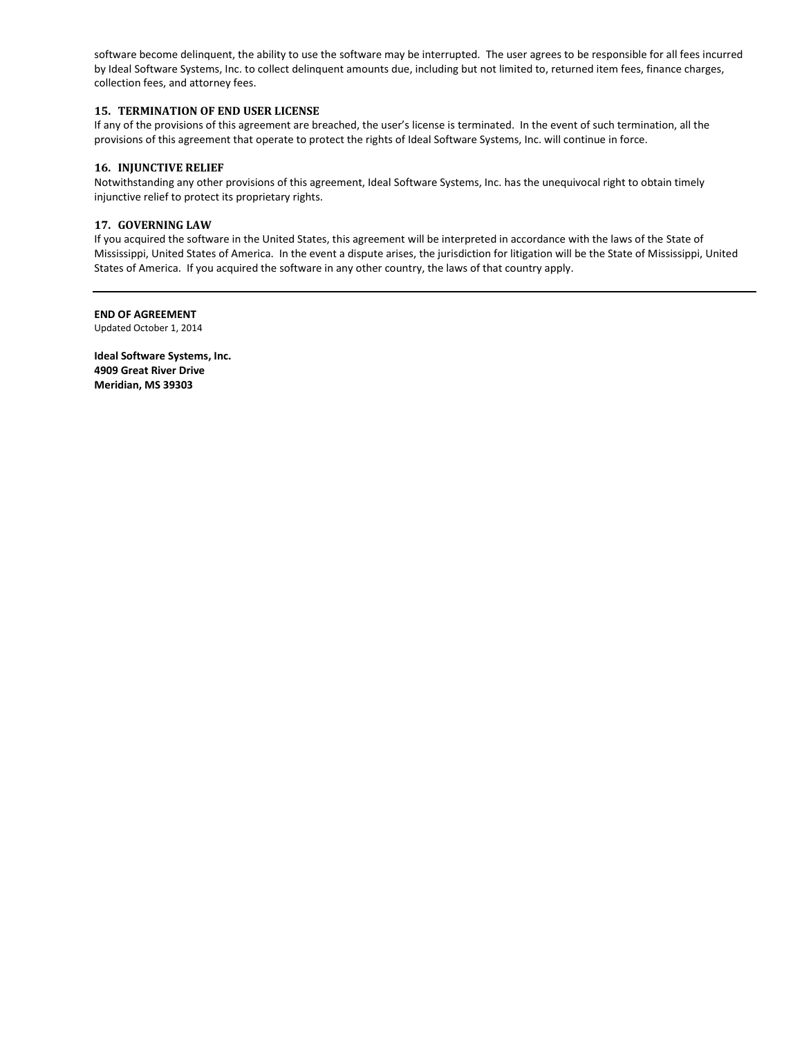software become delinquent, the ability to use the software may be interrupted. The user agrees to be responsible for all fees incurred by Ideal Software Systems, Inc. to collect delinquent amounts due, including but not limited to, returned item fees, finance charges, collection fees, and attorney fees.

### 15. TERMINATION OF END USER LICENSE

If any of the provisions of this agreement are breached, the user's license is terminated. In the event of such termination, all the provisions of this agreement that operate to protect the rights of Ideal Software Systems, Inc. will continue in force.

### 16. INJUNCTIVE RELIEF

Notwithstanding any other provisions of this agreement, Ideal Software Systems, Inc. has the unequivocal right to obtain timely injunctive relief to protect its proprietary rights.

### 17. GOVERNING LAW

If you acquired the software in the United States, this agreement will be interpreted in accordance with the laws of the State of Mississippi, United States of America. In the event a dispute arises, the jurisdiction for litigation will be the State of Mississippi, United States of America. If you acquired the software in any other country, the laws of that country apply.

---

**END OF AGREEMENT**
Updated October 1, 2014

**Ideal Software Systems, Inc.**
**4909 Great River Drive**
**Meridian, MS 39303**